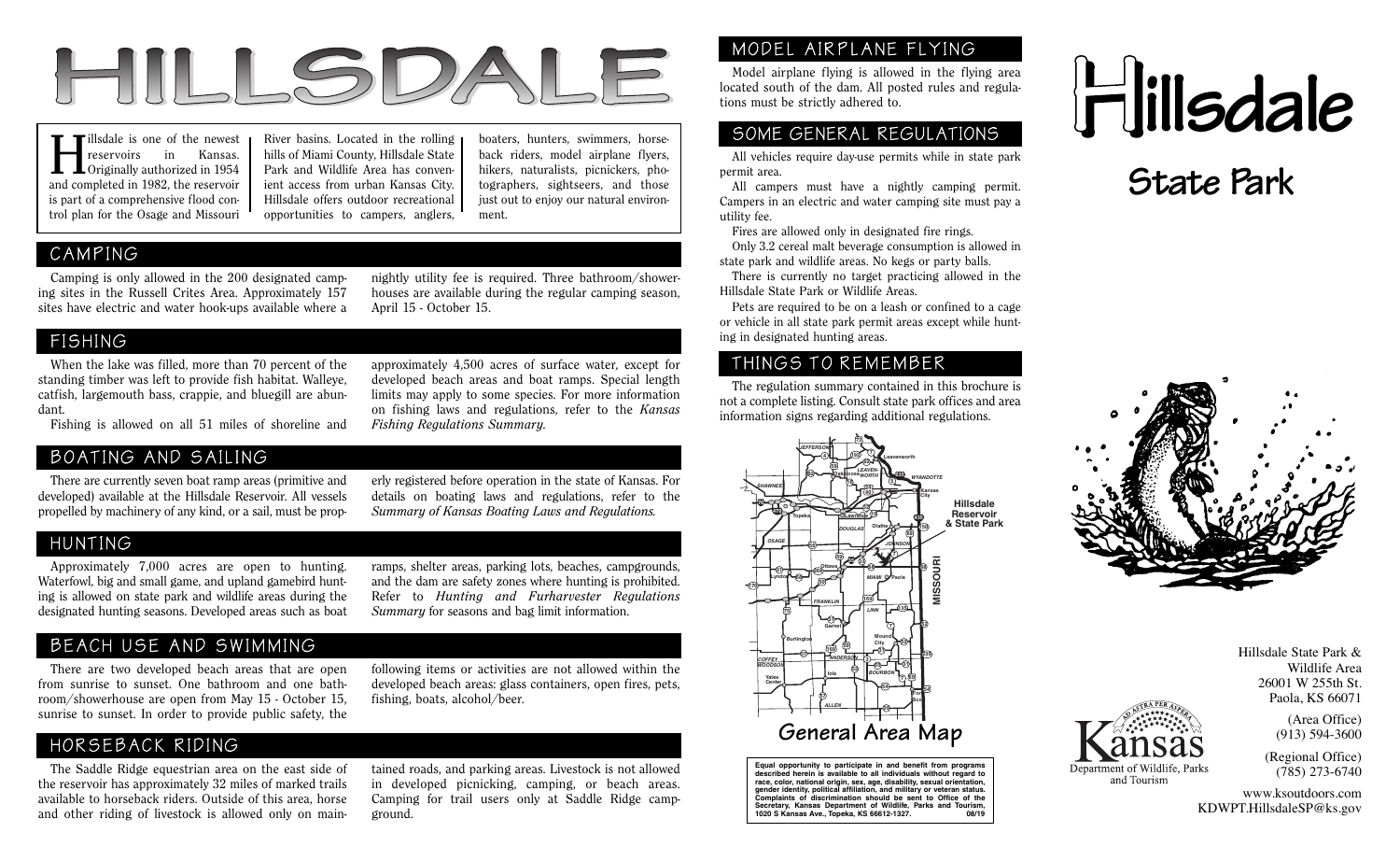# HILLSDALE

Hillsdale is one of the newest reservoirs in Kansas. Originally authorized in 1954 and completed in 1982, the reservoir is part of a comprehensive flood control plan for the Osage and Missouri River basins. Located in the rolling hills of Miami County, Hillsdale State Park and Wildlife Area has convenient access from urban Kansas City. Hillsdale offers outdoor recreational opportunities to campers, anglers, boaters, hunters, swimmers, horseback riders, model airplane flyers, hikers, naturalists, picnickers, photographers, sightseers, and those just out to enjoy our natural environment.

## CAMPING

Camping is only allowed in the 200 designated camping sites in the Russell Crites Area. Approximately 157 sites have electric and water hook-ups available where a nightly utility fee is required. Three bathroom/showerhouses are available during the regular camping season, April 15 - October 15.

## FISHING

When the lake was filled, more than 70 percent of the standing timber was left to provide fish habitat. Walleye, catfish, largemouth bass, crappie, and bluegill are abundant.

Fishing is allowed on all 51 miles of shoreline and approximately 4,500 acres of surface water, except for developed beach areas and boat ramps. Special length limits may apply to some species. For more information on fishing laws and regulations, refer to the *Kansas Fishing Regulations Summary.*

## BOATING AND SAILING

There are currently seven boat ramp areas (primitive and developed) available at the Hillsdale Reservoir. All vessels propelled by machinery of any kind, or a sail, must be properly registered before operation in the state of Kansas. For details on boating laws and regulations, refer to the *Summary of Kansas Boating Laws and Regulations.*

## HUNTING

Approximately 7,000 acres are open to hunting. Waterfowl, big and small game, and upland gamebird hunting is allowed on state park and wildlife areas during the designated hunting seasons. Developed areas such as boat ramps, shelter areas, parking lots, beaches, campgrounds, and the dam are safety zones where hunting is prohibited. Refer to *Hunting and Furharvester Regulations Summary* for seasons and bag limit information.

## BEACH USE AND SWIMMING

There are two developed beach areas that are open from sunrise to sunset. One bathroom and one bathroom/showerhouse are open from May 15 - October 15, sunrise to sunset. In order to provide public safety, the following items or activities are not allowed within the developed beach areas: glass containers, open fires, pets, fishing, boats, alcohol/beer.

## HORSEBACK RIDING

The Saddle Ridge equestrian area on the east side of the reservoir has approximately 32 miles of marked trails available to horseback riders. Outside of this area, horse and other riding of livestock is allowed only on maintained roads, and parking areas. Livestock is not allowed in developed picnicking, camping, or beach areas. Camping for trail users only at Saddle Ridge campground.

## MODEL AIRPLANE FLYING

Model airplane flying is allowed in the flying area located south of the dam. All posted rules and regulations must be strictly adhered to.

## SOME GENERAL REGULATIONS

All vehicles require day-use permits while in state park permit area.

All campers must have a nightly camping permit. Campers in an electric and water camping site must pay a utility fee.

Fires are allowed only in designated fire rings.

Only 3.2 cereal malt beverage consumption is allowed in state park and wildlife areas. No kegs or party balls.

There is currently no target practicing allowed in the Hillsdale State Park or Wildlife Areas.

Pets are required to be on a leash or confined to a cage or vehicle in all state park permit areas except while hunting in designated hunting areas.

## THINGS TO REMEMBER

The regulation summary contained in this brochure is not a complete listing. Consult state park offices and area information signs regarding additional regulations.

General Area Map

**Equal opportunity to participate in and benefit from programs described herein is available to all individuals without regard to race, color, national origin, sex, age, disability, sexual orientation, gender identity, political affiliation, and military or veteran status. Complaints of discrimination should be sent to Office of the Secretary, Kansas Department of Wildlife, Parks and Tourism, 1020 S Kansas Ave., Topeka, KS 66612-1327. 08/19**

# Hillsdale State Park

Kansas Department of Wildlife, Parks and Tourism

Hillsdale State Park & Wildlife Area
26001 W 255th St.
Paola, KS 66071

(Area Office)
(913) 594-3600

(Regional Office)
(785) 273-6740

www.ksoutdoors.com
KDWPT.HillsdaleSP@ks.gov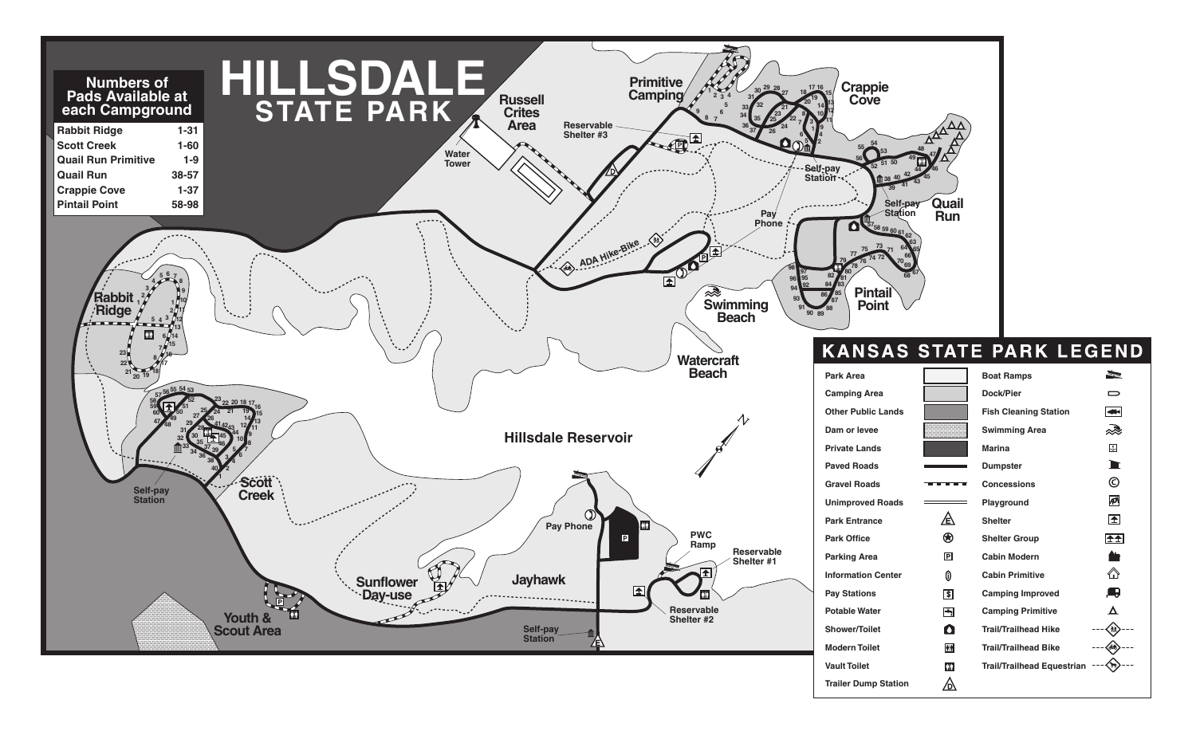# HILLSDALE STATE PARK

## Numbers of Pads Available at each Campground

| | |
|---|---|
| Rabbit Ridge | 1-31 |
| Scott Creek | 1-60 |
| Quail Run Primitive | 1-9 |
| Quail Run | 38-57 |
| Crappie Cove | 1-37 |
| Pintail Point | 58-98 |

Russell Crites Area

Water Tower

Reservable Shelter #3

Primitive Camping

Crappie Cove

Self-pay Station

Quail Run

Pay Phone

ADA Hike-Bike

Swimming Beach

Pintail Point

Rabbit Ridge

Watercraft Beach

Hillsdale Reservoir

Self-pay Station

Scott Creek

Pay Phone

PWC Ramp

Reservable Shelter #1

Reservable Shelter #2

Sunflower Day-use

Jayhawk

Youth & Scout Area

Self-pay Station

## KANSAS STATE PARK LEGEND

| | |
|---|---|
| Park Area | Boat Ramps |
| Camping Area | Dock/Pier |
| Other Public Lands | Fish Cleaning Station |
| Dam or levee | Swimming Area |
| Private Lands | Marina |
| Paved Roads | Dumpster |
| Gravel Roads | Concessions |
| Unimproved Roads | Playground |
| Park Entrance | Shelter |
| Park Office | Shelter Group |
| Parking Area | Cabin Modern |
| Information Center | Cabin Primitive |
| Pay Stations | Camping Improved |
| Potable Water | Camping Primitive |
| Shower/Toilet | Trail/Trailhead Hike |
| Modern Toilet | Trail/Trailhead Bike |
| Vault Toilet | Trail/Trailhead Equestrian |
| Trailer Dump Station | |